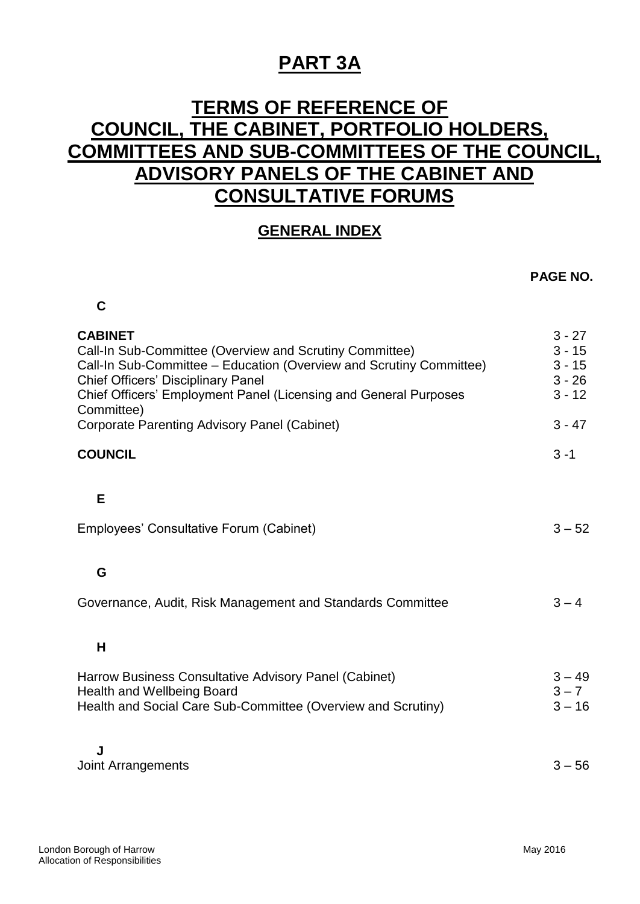# PART 3A

# TERMS OF REFERENCE OF COUNCIL, THE CABINET, PORTFOLIO HOLDERS, COMMITTEES AND SUB-COMMITTEES OF THE COUNCIL, ADVISORY PANELS OF THE CABINET AND CONSULTATIVE FORUMS

## GENERAL INDEX

| | PAGE NO. |
|---|---|
| **C** | |
| **CABINET** | 3 - 27 |
| Call-In Sub-Committee (Overview and Scrutiny Committee) | 3 - 15 |
| Call-In Sub-Committee – Education (Overview and Scrutiny Committee) | 3 - 15 |
| Chief Officers' Disciplinary Panel | 3 - 26 |
| Chief Officers' Employment Panel (Licensing and General Purposes Committee) | 3 - 12 |
| Corporate Parenting Advisory Panel (Cabinet) | 3 - 47 |
| **COUNCIL** | 3 -1 |
| **E** | |
| Employees' Consultative Forum (Cabinet) | 3 – 52 |
| **G** | |
| Governance, Audit, Risk Management and Standards Committee | 3 – 4 |
| **H** | |
| Harrow Business Consultative Advisory Panel (Cabinet) | 3 – 49 |
| Health and Wellbeing Board | 3 – 7 |
| Health and Social Care Sub-Committee (Overview and Scrutiny) | 3 – 16 |
| **J** | |
| Joint Arrangements | 3 – 56 |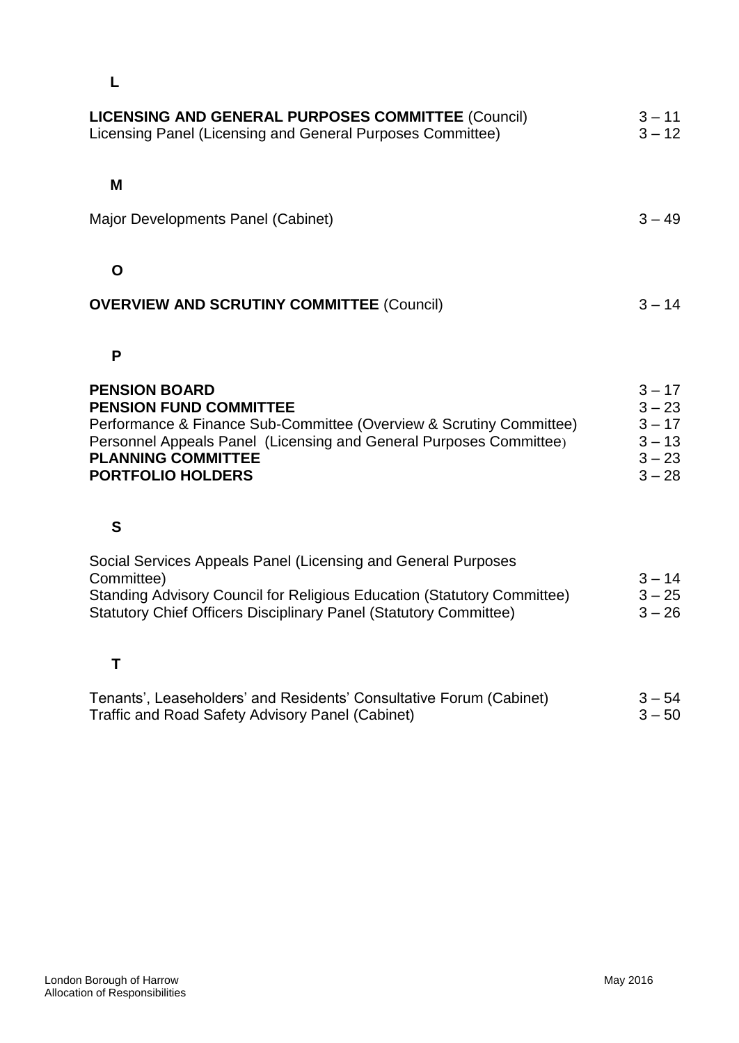**L**

| | |
|---|---|
| **LICENSING AND GENERAL PURPOSES COMMITTEE** (Council) | 3 – 11 |
| Licensing Panel (Licensing and General Purposes Committee) | 3 – 12 |

**M**

| | |
|---|---|
| Major Developments Panel (Cabinet) | 3 – 49 |

**O**

| | |
|---|---|
| **OVERVIEW AND SCRUTINY COMMITTEE** (Council) | 3 – 14 |

**P**

| | |
|---|---|
| **PENSION BOARD** | 3 – 17 |
| **PENSION FUND COMMITTEE** | 3 – 23 |
| Performance & Finance Sub-Committee (Overview & Scrutiny Committee) | 3 – 17 |
| Personnel Appeals Panel (Licensing and General Purposes Committee) | 3 – 13 |
| **PLANNING COMMITTEE** | 3 – 23 |
| **PORTFOLIO HOLDERS** | 3 – 28 |

**S**

| | |
|---|---|
| Social Services Appeals Panel (Licensing and General Purposes Committee) | 3 – 14 |
| Standing Advisory Council for Religious Education (Statutory Committee) | 3 – 25 |
| Statutory Chief Officers Disciplinary Panel (Statutory Committee) | 3 – 26 |

**T**

| | |
|---|---|
| Tenants', Leaseholders' and Residents' Consultative Forum (Cabinet) | 3 – 54 |
| Traffic and Road Safety Advisory Panel (Cabinet) | 3 – 50 |